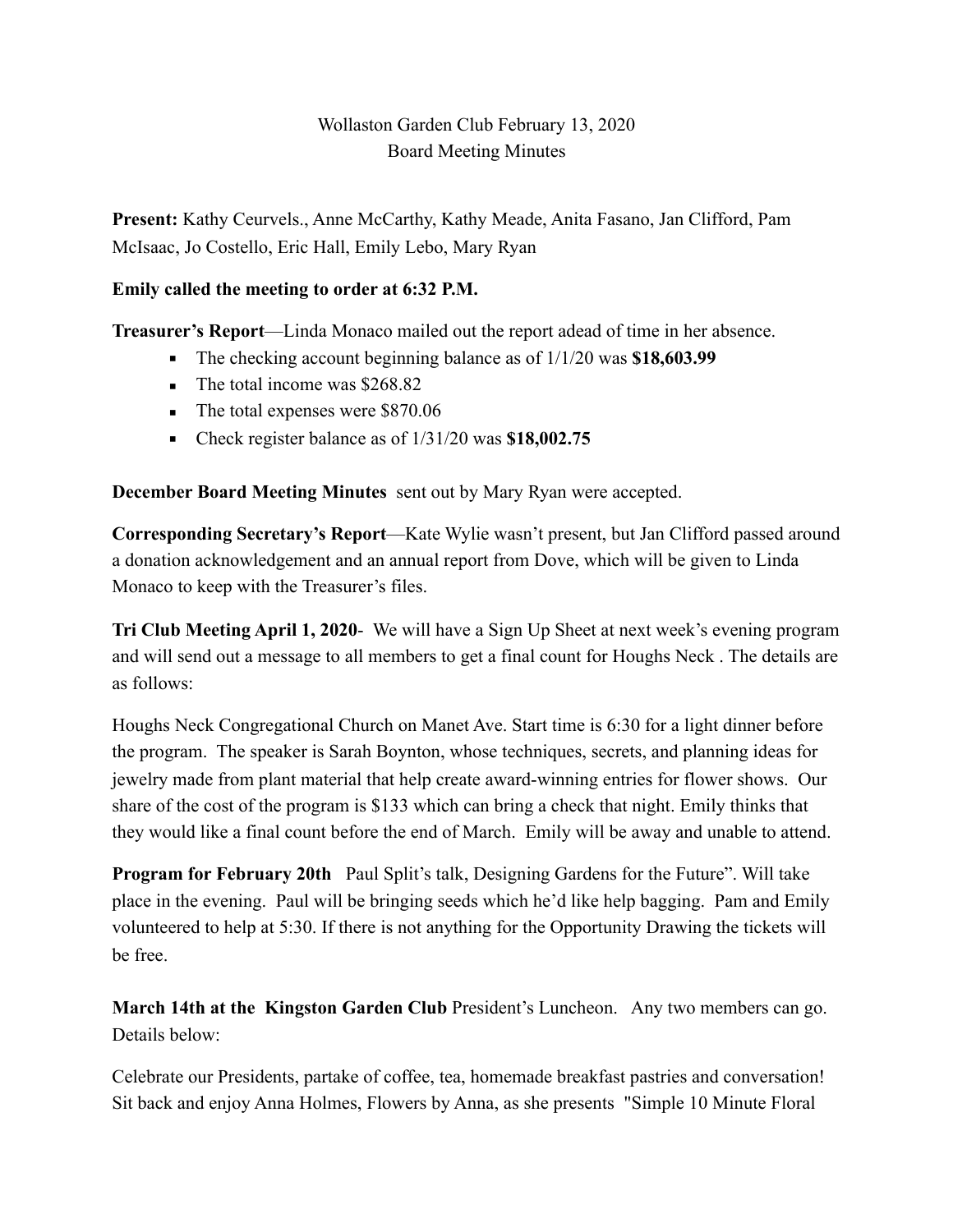Wollaston Garden Club February 13, 2020
Board Meeting Minutes

**Present:** Kathy Ceurvels., Anne McCarthy, Kathy Meade, Anita Fasano, Jan Clifford, Pam McIsaac, Jo Costello, Eric Hall, Emily Lebo, Mary Ryan

**Emily called the meeting to order at 6:32 P.M.**

**Treasurer's Report**—Linda Monaco mailed out the report adead of time in her absence.

- The checking account beginning balance as of 1/1/20 was **$18,603.99**
- The total income was $268.82
- The total expenses were $870.06
- Check register balance as of 1/31/20 was **$18,002.75**

**December Board Meeting Minutes** sent out by Mary Ryan were accepted.

**Corresponding Secretary's Report**—Kate Wylie wasn't present, but Jan Clifford passed around a donation acknowledgement and an annual report from Dove, which will be given to Linda Monaco to keep with the Treasurer's files.

**Tri Club Meeting April 1, 2020**- We will have a Sign Up Sheet at next week's evening program and will send out a message to all members to get a final count for Houghs Neck . The details are as follows:

Houghs Neck Congregational Church on Manet Ave. Start time is 6:30 for a light dinner before the program. The speaker is Sarah Boynton, whose techniques, secrets, and planning ideas for jewelry made from plant material that help create award-winning entries for flower shows. Our share of the cost of the program is $133 which can bring a check that night. Emily thinks that they would like a final count before the end of March. Emily will be away and unable to attend.

**Program for February 20th** Paul Split's talk, Designing Gardens for the Future". Will take place in the evening. Paul will be bringing seeds which he'd like help bagging. Pam and Emily volunteered to help at 5:30. If there is not anything for the Opportunity Drawing the tickets will be free.

**March 14th at the Kingston Garden Club** President's Luncheon. Any two members can go. Details below:

Celebrate our Presidents, partake of coffee, tea, homemade breakfast pastries and conversation! Sit back and enjoy Anna Holmes, Flowers by Anna, as she presents "Simple 10 Minute Floral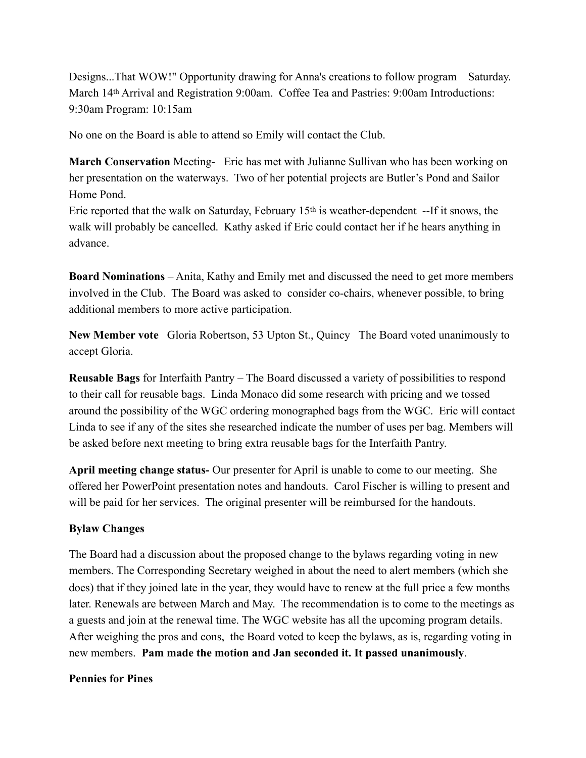Designs...That WOW!" Opportunity drawing for Anna's creations to follow program   Saturday. March 14th Arrival and Registration 9:00am.  Coffee Tea and Pastries: 9:00am Introductions: 9:30am Program: 10:15am

No one on the Board is able to attend so Emily will contact the Club.

**March Conservation** Meeting-   Eric has met with Julianne Sullivan who has been working on her presentation on the waterways.  Two of her potential projects are Butler's Pond and Sailor Home Pond.
Eric reported that the walk on Saturday, February 15th is weather-dependent  --If it snows, the walk will probably be cancelled.  Kathy asked if Eric could contact her if he hears anything in advance.

**Board Nominations** – Anita, Kathy and Emily met and discussed the need to get more members involved in the Club.  The Board was asked to  consider co-chairs, whenever possible, to bring additional members to more active participation.

**New Member vote**   Gloria Robertson, 53 Upton St., Quincy   The Board voted unanimously to accept Gloria.

**Reusable Bags** for Interfaith Pantry – The Board discussed a variety of possibilities to respond to their call for reusable bags.  Linda Monaco did some research with pricing and we tossed around the possibility of the WGC ordering monographed bags from the WGC.  Eric will contact Linda to see if any of the sites she researched indicate the number of uses per bag. Members will be asked before next meeting to bring extra reusable bags for the Interfaith Pantry.

**April meeting change status-** Our presenter for April is unable to come to our meeting.  She offered her PowerPoint presentation notes and handouts.  Carol Fischer is willing to present and will be paid for her services.  The original presenter will be reimbursed for the handouts.

**Bylaw Changes**

The Board had a discussion about the proposed change to the bylaws regarding voting in new members. The Corresponding Secretary weighed in about the need to alert members (which she does) that if they joined late in the year, they would have to renew at the full price a few months later. Renewals are between March and May.  The recommendation is to come to the meetings as a guests and join at the renewal time. The WGC website has all the upcoming program details. After weighing the pros and cons,  the Board voted to keep the bylaws, as is, regarding voting in new members.  **Pam made the motion and Jan seconded it. It passed unanimously**.

**Pennies for Pines**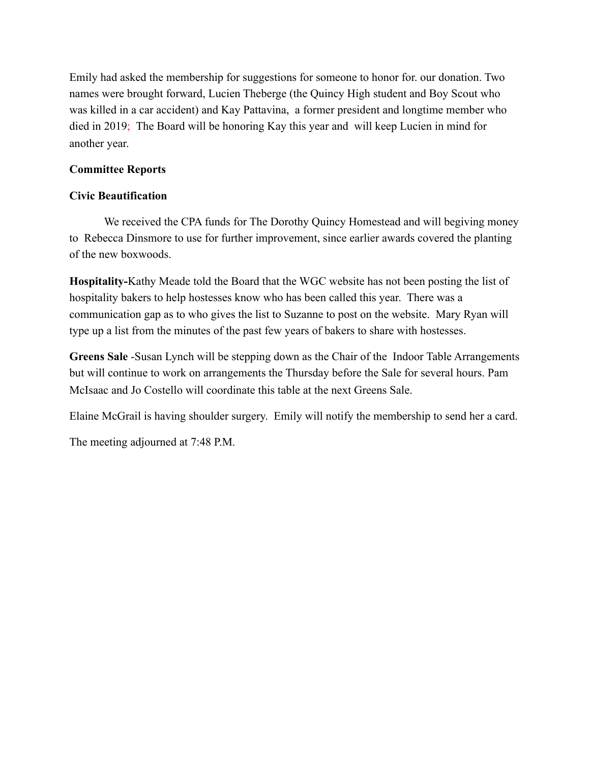Emily had asked the membership for suggestions for someone to honor for. our donation. Two names were brought forward, Lucien Theberge (the Quincy High student and Boy Scout who was killed in a car accident) and Kay Pattavina, a former president and longtime member who died in 2019; The Board will be honoring Kay this year and will keep Lucien in mind for another year.

**Committee Reports**

**Civic Beautification**

We received the CPA funds for The Dorothy Quincy Homestead and will begiving money to Rebecca Dinsmore to use for further improvement, since earlier awards covered the planting of the new boxwoods.

**Hospitality-**Kathy Meade told the Board that the WGC website has not been posting the list of hospitality bakers to help hostesses know who has been called this year. There was a communication gap as to who gives the list to Suzanne to post on the website. Mary Ryan will type up a list from the minutes of the past few years of bakers to share with hostesses.

**Greens Sale** -Susan Lynch will be stepping down as the Chair of the Indoor Table Arrangements but will continue to work on arrangements the Thursday before the Sale for several hours. Pam McIsaac and Jo Costello will coordinate this table at the next Greens Sale.

Elaine McGrail is having shoulder surgery. Emily will notify the membership to send her a card.

The meeting adjourned at 7:48 P.M.